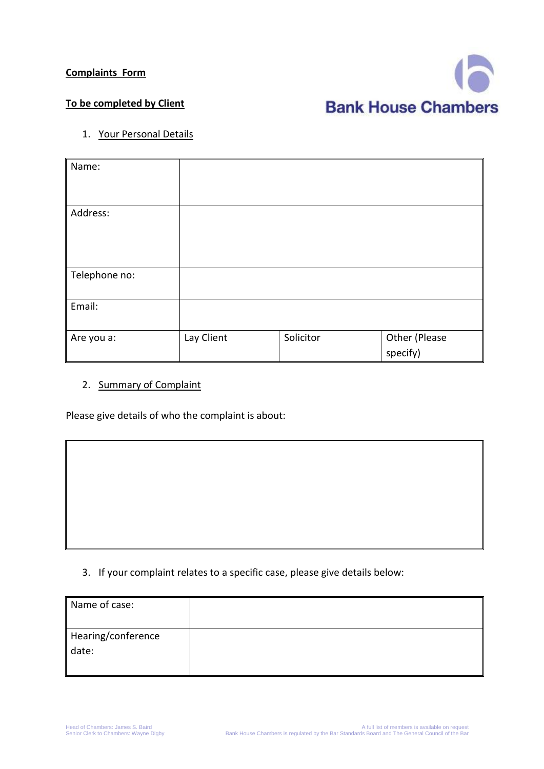**Complaints Form**

**Bank House Chambers**

**To be completed by Client**

1. Your Personal Details

| Name: | | | |
|---|---|---|---|
| Address: | | | |
| Telephone no: | | | |
| Email: | | | |
| Are you a: | Lay Client | Solicitor | Other (Please specify) |

2. Summary of Complaint

Please give details of who the complaint is about:

| |
|---|
| |

3. If your complaint relates to a specific case, please give details below:

| Name of case: | |
|---|---|
| Hearing/conference date: | |

Head of Chambers: James S. Baird
Senior Clerk to Chambers: Wayne Digby

A full list of members is available on request
Bank House Chambers is regulated by the Bar Standards Board and The General Council of the Bar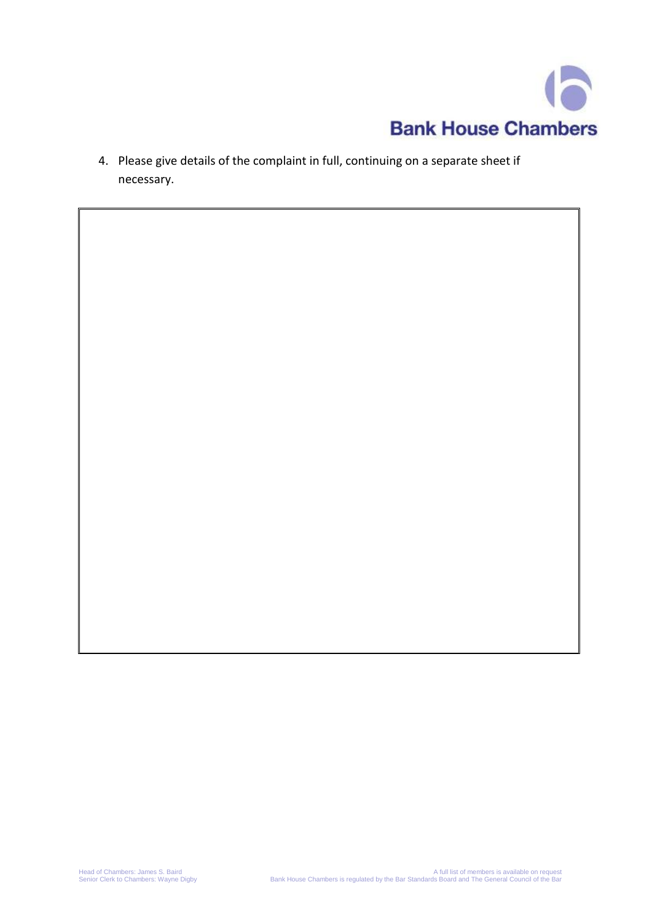4. Please give details of the complaint in full, continuing on a separate sheet if necessary.

| |
|---|
| |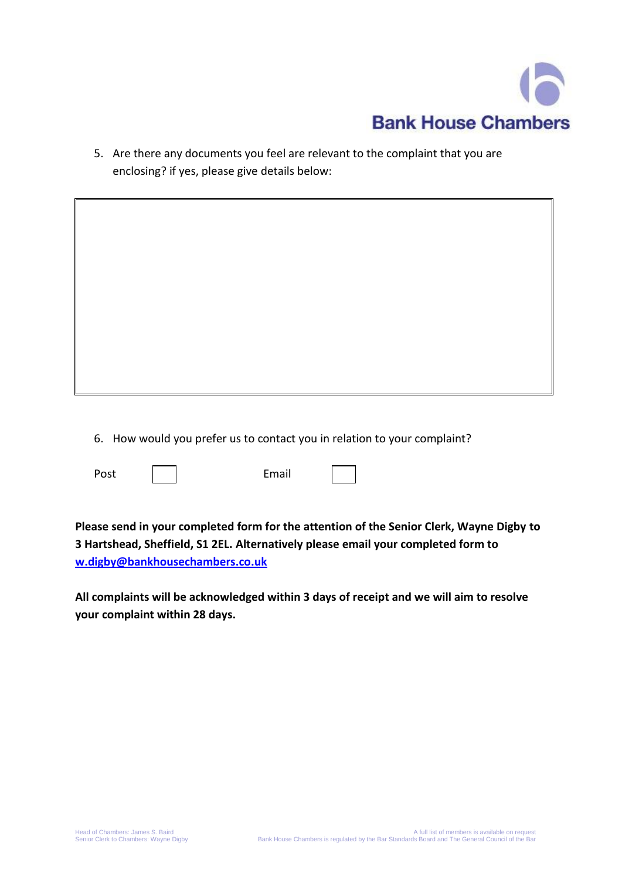5. Are there any documents you feel are relevant to the complaint that you are enclosing? if yes, please give details below:

6. How would you prefer us to contact you in relation to your complaint?

Post ☐ Email ☐

**Please send in your completed form for the attention of the Senior Clerk, Wayne Digby to 3 Hartshead, Sheffield, S1 2EL. Alternatively please email your completed form to [w.digby@bankhousechambers.co.uk](mailto:w.digby@bankhousechambers.co.uk)**

**All complaints will be acknowledged within 3 days of receipt and we will aim to resolve your complaint within 28 days.**